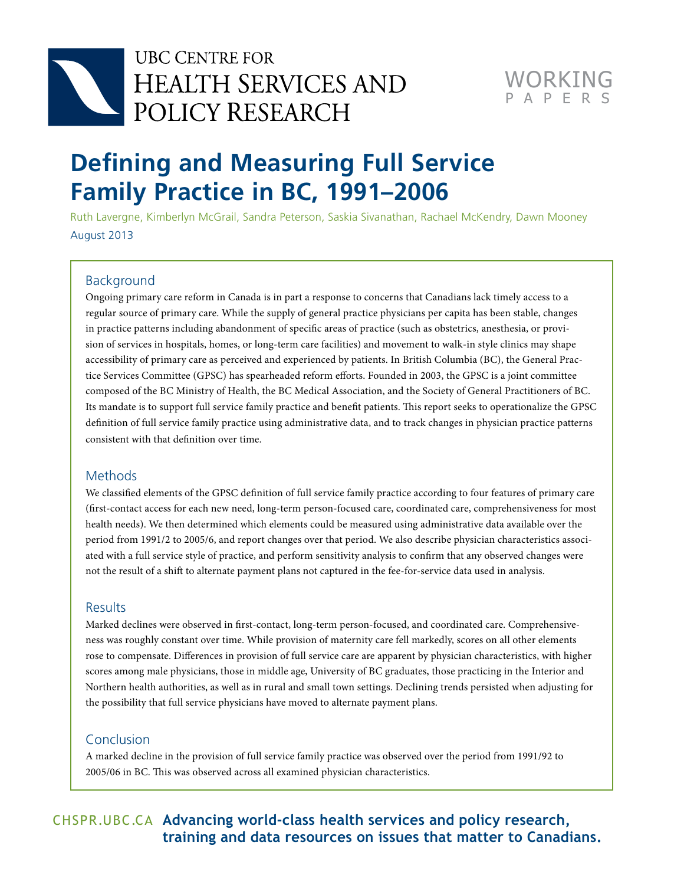UBC Centre for Health Services and Policy Research

WORKING PAPERS

# Defining and Measuring Full Service Family Practice in BC, 1991–2006

Ruth Lavergne, Kimberlyn McGrail, Sandra Peterson, Saskia Sivanathan, Rachael McKendry, Dawn Mooney

August 2013

## Background

Ongoing primary care reform in Canada is in part a response to concerns that Canadians lack timely access to a regular source of primary care. While the supply of general practice physicians per capita has been stable, changes in practice patterns including abandonment of specific areas of practice (such as obstetrics, anesthesia, or provision of services in hospitals, homes, or long-term care facilities) and movement to walk-in style clinics may shape accessibility of primary care as perceived and experienced by patients. In British Columbia (BC), the General Practice Services Committee (GPSC) has spearheaded reform efforts. Founded in 2003, the GPSC is a joint committee composed of the BC Ministry of Health, the BC Medical Association, and the Society of General Practitioners of BC. Its mandate is to support full service family practice and benefit patients. This report seeks to operationalize the GPSC definition of full service family practice using administrative data, and to track changes in physician practice patterns consistent with that definition over time.

## Methods

We classified elements of the GPSC definition of full service family practice according to four features of primary care (first-contact access for each new need, long-term person-focused care, coordinated care, comprehensiveness for most health needs). We then determined which elements could be measured using administrative data available over the period from 1991/2 to 2005/6, and report changes over that period. We also describe physician characteristics associated with a full service style of practice, and perform sensitivity analysis to confirm that any observed changes were not the result of a shift to alternate payment plans not captured in the fee-for-service data used in analysis.

## Results

Marked declines were observed in first-contact, long-term person-focused, and coordinated care. Comprehensiveness was roughly constant over time. While provision of maternity care fell markedly, scores on all other elements rose to compensate. Differences in provision of full service care are apparent by physician characteristics, with higher scores among male physicians, those in middle age, University of BC graduates, those practicing in the Interior and Northern health authorities, as well as in rural and small town settings. Declining trends persisted when adjusting for the possibility that full service physicians have moved to alternate payment plans.

## Conclusion

A marked decline in the provision of full service family practice was observed over the period from 1991/92 to 2005/06 in BC. This was observed across all examined physician characteristics.

CHSPR.UBC.CA **Advancing world-class health services and policy research, training and data resources on issues that matter to Canadians.**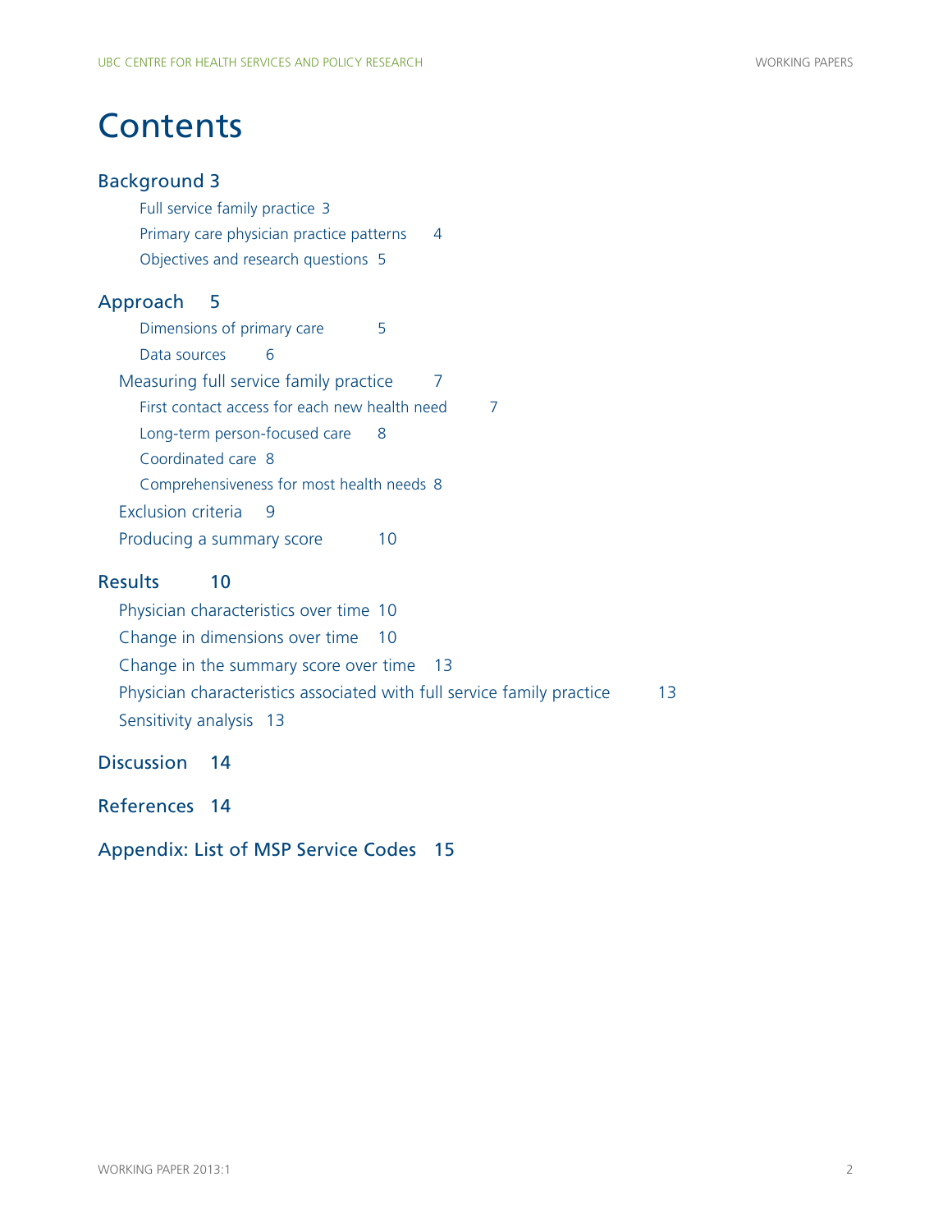# Contents

## Background 3

- Full service family practice 3
- Primary care physician practice patterns 4
- Objectives and research questions 5

## Approach 5

- Dimensions of primary care 5
- Data sources 6
- Measuring full service family practice 7
  - First contact access for each new health need 7
  - Long-term person-focused care 8
  - Coordinated care 8
  - Comprehensiveness for most health needs 8
- Exclusion criteria 9
- Producing a summary score 10

## Results 10

- Physician characteristics over time 10
- Change in dimensions over time 10
- Change in the summary score over time 13
- Physician characteristics associated with full service family practice 13
- Sensitivity analysis 13

## Discussion 14

## References 14

## Appendix: List of MSP Service Codes 15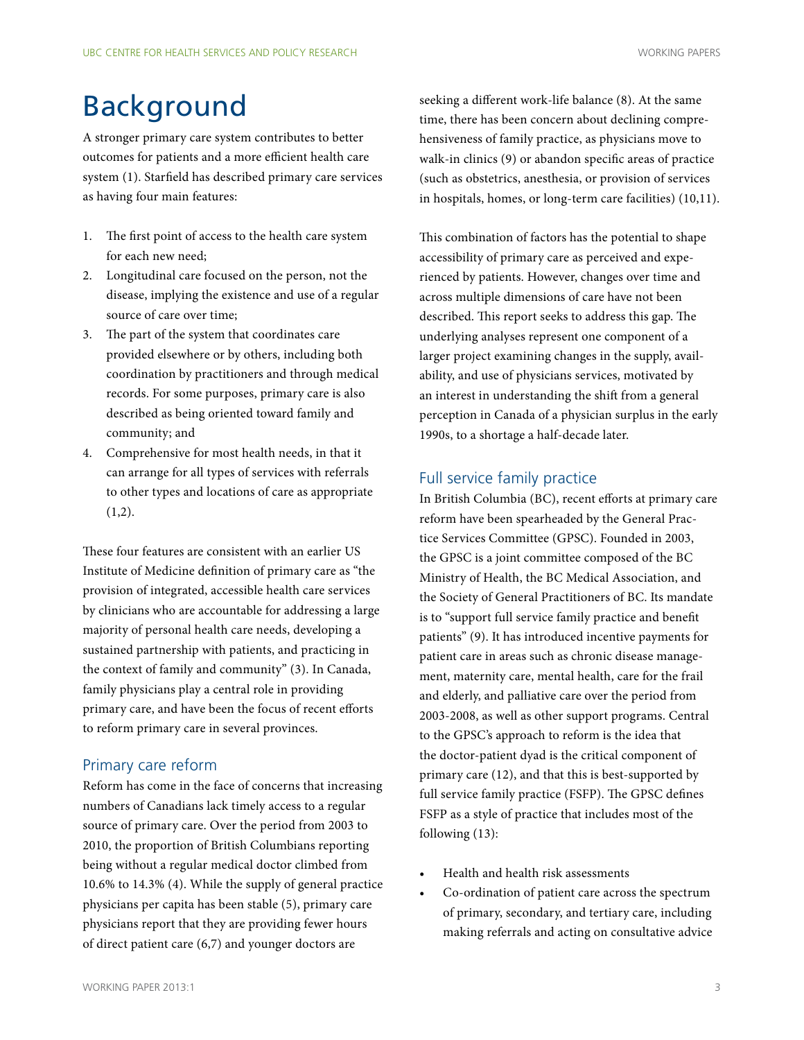# Background

A stronger primary care system contributes to better outcomes for patients and a more efficient health care system (1). Starfield has described primary care services as having four main features:

1. The first point of access to the health care system for each new need;
2. Longitudinal care focused on the person, not the disease, implying the existence and use of a regular source of care over time;
3. The part of the system that coordinates care provided elsewhere or by others, including both coordination by practitioners and through medical records. For some purposes, primary care is also described as being oriented toward family and community; and
4. Comprehensive for most health needs, in that it can arrange for all types of services with referrals to other types and locations of care as appropriate (1,2).

These four features are consistent with an earlier US Institute of Medicine definition of primary care as "the provision of integrated, accessible health care services by clinicians who are accountable for addressing a large majority of personal health care needs, developing a sustained partnership with patients, and practicing in the context of family and community" (3). In Canada, family physicians play a central role in providing primary care, and have been the focus of recent efforts to reform primary care in several provinces.

## Primary care reform

Reform has come in the face of concerns that increasing numbers of Canadians lack timely access to a regular source of primary care. Over the period from 2003 to 2010, the proportion of British Columbians reporting being without a regular medical doctor climbed from 10.6% to 14.3% (4). While the supply of general practice physicians per capita has been stable (5), primary care physicians report that they are providing fewer hours of direct patient care (6,7) and younger doctors are seeking a different work-life balance (8). At the same time, there has been concern about declining comprehensiveness of family practice, as physicians move to walk-in clinics (9) or abandon specific areas of practice (such as obstetrics, anesthesia, or provision of services in hospitals, homes, or long-term care facilities) (10,11).

This combination of factors has the potential to shape accessibility of primary care as perceived and experienced by patients. However, changes over time and across multiple dimensions of care have not been described. This report seeks to address this gap. The underlying analyses represent one component of a larger project examining changes in the supply, availability, and use of physicians services, motivated by an interest in understanding the shift from a general perception in Canada of a physician surplus in the early 1990s, to a shortage a half-decade later.

## Full service family practice

In British Columbia (BC), recent efforts at primary care reform have been spearheaded by the General Practice Services Committee (GPSC). Founded in 2003, the GPSC is a joint committee composed of the BC Ministry of Health, the BC Medical Association, and the Society of General Practitioners of BC. Its mandate is to "support full service family practice and benefit patients" (9). It has introduced incentive payments for patient care in areas such as chronic disease management, maternity care, mental health, care for the frail and elderly, and palliative care over the period from 2003-2008, as well as other support programs. Central to the GPSC's approach to reform is the idea that the doctor-patient dyad is the critical component of primary care (12), and that this is best-supported by full service family practice (FSFP). The GPSC defines FSFP as a style of practice that includes most of the following (13):

- Health and health risk assessments
- Co-ordination of patient care across the spectrum of primary, secondary, and tertiary care, including making referrals and acting on consultative advice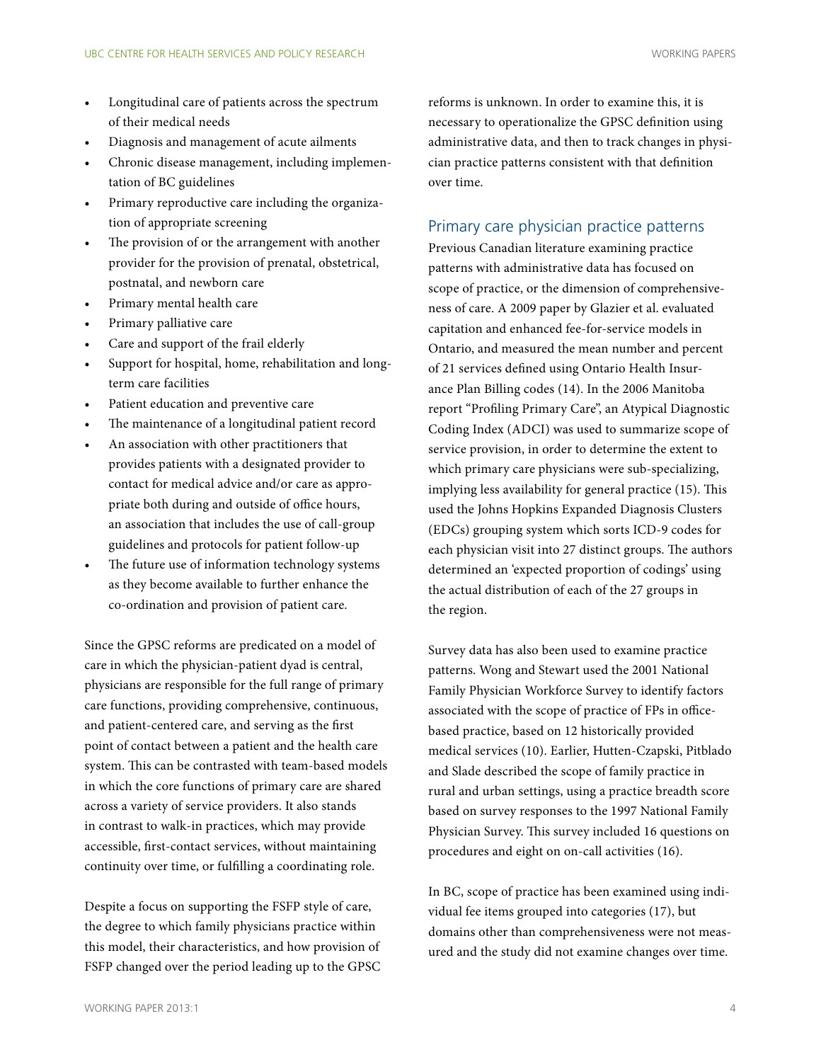- Longitudinal care of patients across the spectrum of their medical needs
- Diagnosis and management of acute ailments
- Chronic disease management, including implementation of BC guidelines
- Primary reproductive care including the organization of appropriate screening
- The provision of or the arrangement with another provider for the provision of prenatal, obstetrical, postnatal, and newborn care
- Primary mental health care
- Primary palliative care
- Care and support of the frail elderly
- Support for hospital, home, rehabilitation and long-term care facilities
- Patient education and preventive care
- The maintenance of a longitudinal patient record
- An association with other practitioners that provides patients with a designated provider to contact for medical advice and/or care as appropriate both during and outside of office hours, an association that includes the use of call-group guidelines and protocols for patient follow-up
- The future use of information technology systems as they become available to further enhance the co-ordination and provision of patient care.

Since the GPSC reforms are predicated on a model of care in which the physician-patient dyad is central, physicians are responsible for the full range of primary care functions, providing comprehensive, continuous, and patient-centered care, and serving as the first point of contact between a patient and the health care system. This can be contrasted with team-based models in which the core functions of primary care are shared across a variety of service providers. It also stands in contrast to walk-in practices, which may provide accessible, first-contact services, without maintaining continuity over time, or fulfilling a coordinating role.

Despite a focus on supporting the FSFP style of care, the degree to which family physicians practice within this model, their characteristics, and how provision of FSFP changed over the period leading up to the GPSC reforms is unknown. In order to examine this, it is necessary to operationalize the GPSC definition using administrative data, and then to track changes in physician practice patterns consistent with that definition over time.

## Primary care physician practice patterns

Previous Canadian literature examining practice patterns with administrative data has focused on scope of practice, or the dimension of comprehensiveness of care. A 2009 paper by Glazier et al. evaluated capitation and enhanced fee-for-service models in Ontario, and measured the mean number and percent of 21 services defined using Ontario Health Insurance Plan Billing codes (14). In the 2006 Manitoba report "Profiling Primary Care", an Atypical Diagnostic Coding Index (ADCI) was used to summarize scope of service provision, in order to determine the extent to which primary care physicians were sub-specializing, implying less availability for general practice (15). This used the Johns Hopkins Expanded Diagnosis Clusters (EDCs) grouping system which sorts ICD-9 codes for each physician visit into 27 distinct groups. The authors determined an 'expected proportion of codings' using the actual distribution of each of the 27 groups in the region.

Survey data has also been used to examine practice patterns. Wong and Stewart used the 2001 National Family Physician Workforce Survey to identify factors associated with the scope of practice of FPs in office-based practice, based on 12 historically provided medical services (10). Earlier, Hutten-Czapski, Pitblado and Slade described the scope of family practice in rural and urban settings, using a practice breadth score based on survey responses to the 1997 National Family Physician Survey. This survey included 16 questions on procedures and eight on on-call activities (16).

In BC, scope of practice has been examined using individual fee items grouped into categories (17), but domains other than comprehensiveness were not measured and the study did not examine changes over time.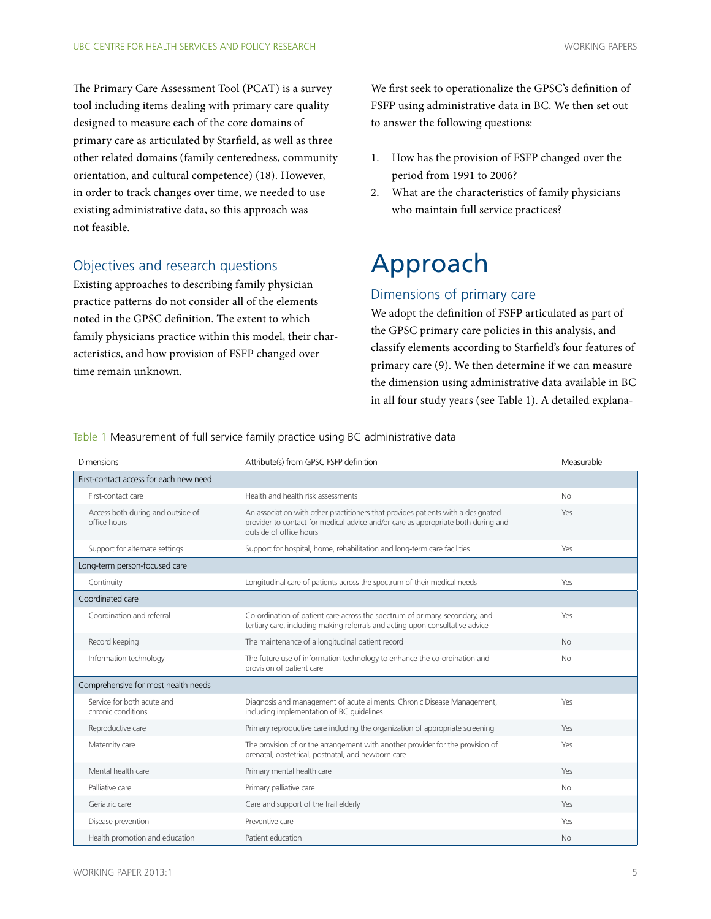The Primary Care Assessment Tool (PCAT) is a survey tool including items dealing with primary care quality designed to measure each of the core domains of primary care as articulated by Starfield, as well as three other related domains (family centeredness, community orientation, and cultural competence) (18). However, in order to track changes over time, we needed to use existing administrative data, so this approach was not feasible.

## Objectives and research questions

Existing approaches to describing family physician practice patterns do not consider all of the elements noted in the GPSC definition. The extent to which family physicians practice within this model, their characteristics, and how provision of FSFP changed over time remain unknown.

We first seek to operationalize the GPSC's definition of FSFP using administrative data in BC. We then set out to answer the following questions:

1. How has the provision of FSFP changed over the period from 1991 to 2006?
2. What are the characteristics of family physicians who maintain full service practices?

# Approach

## Dimensions of primary care

We adopt the definition of FSFP articulated as part of the GPSC primary care policies in this analysis, and classify elements according to Starfield's four features of primary care (9). We then determine if we can measure the dimension using administrative data available in BC in all four study years (see Table 1). A detailed explana-

Table 1 Measurement of full service family practice using BC administrative data

| Dimensions | Attribute(s) from GPSC FSFP definition | Measurable |
|---|---|---|
| **First-contact access for each new need** | | |
| First-contact care | Health and health risk assessments | No |
| Access both during and outside of office hours | An association with other practitioners that provides patients with a designated provider to contact for medical advice and/or care as appropriate both during and outside of office hours | Yes |
| Support for alternate settings | Support for hospital, home, rehabilitation and long-term care facilities | Yes |
| **Long-term person-focused care** | | |
| Continuity | Longitudinal care of patients across the spectrum of their medical needs | Yes |
| **Coordinated care** | | |
| Coordination and referral | Co-ordination of patient care across the spectrum of primary, secondary, and tertiary care, including making referrals and acting upon consultative advice | Yes |
| Record keeping | The maintenance of a longitudinal patient record | No |
| Information technology | The future use of information technology to enhance the co-ordination and provision of patient care | No |
| **Comprehensive for most health needs** | | |
| Service for both acute and chronic conditions | Diagnosis and management of acute ailments. Chronic Disease Management, including implementation of BC guidelines | Yes |
| Reproductive care | Primary reproductive care including the organization of appropriate screening | Yes |
| Maternity care | The provision of or the arrangement with another provider for the provision of prenatal, obstetrical, postnatal, and newborn care | Yes |
| Mental health care | Primary mental health care | Yes |
| Palliative care | Primary palliative care | No |
| Geriatric care | Care and support of the frail elderly | Yes |
| Disease prevention | Preventive care | Yes |
| Health promotion and education | Patient education | No |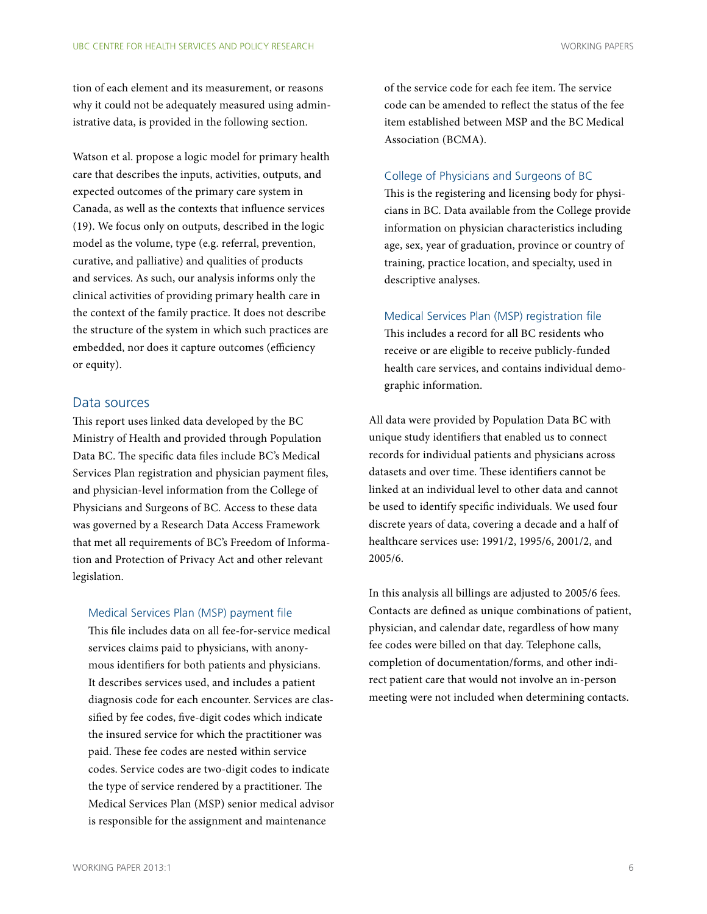tion of each element and its measurement, or reasons why it could not be adequately measured using administrative data, is provided in the following section.

Watson et al. propose a logic model for primary health care that describes the inputs, activities, outputs, and expected outcomes of the primary care system in Canada, as well as the contexts that influence services (19). We focus only on outputs, described in the logic model as the volume, type (e.g. referral, prevention, curative, and palliative) and qualities of products and services. As such, our analysis informs only the clinical activities of providing primary health care in the context of the family practice. It does not describe the structure of the system in which such practices are embedded, nor does it capture outcomes (efficiency or equity).

## Data sources

This report uses linked data developed by the BC Ministry of Health and provided through Population Data BC. The specific data files include BC's Medical Services Plan registration and physician payment files, and physician-level information from the College of Physicians and Surgeons of BC. Access to these data was governed by a Research Data Access Framework that met all requirements of BC's Freedom of Information and Protection of Privacy Act and other relevant legislation.

### Medical Services Plan (MSP) payment file

This file includes data on all fee-for-service medical services claims paid to physicians, with anonymous identifiers for both patients and physicians. It describes services used, and includes a patient diagnosis code for each encounter. Services are classified by fee codes, five-digit codes which indicate the insured service for which the practitioner was paid. These fee codes are nested within service codes. Service codes are two-digit codes to indicate the type of service rendered by a practitioner. The Medical Services Plan (MSP) senior medical advisor is responsible for the assignment and maintenance of the service code for each fee item. The service code can be amended to reflect the status of the fee item established between MSP and the BC Medical Association (BCMA).

### College of Physicians and Surgeons of BC

This is the registering and licensing body for physicians in BC. Data available from the College provide information on physician characteristics including age, sex, year of graduation, province or country of training, practice location, and specialty, used in descriptive analyses.

### Medical Services Plan (MSP) registration file

This includes a record for all BC residents who receive or are eligible to receive publicly-funded health care services, and contains individual demographic information.

All data were provided by Population Data BC with unique study identifiers that enabled us to connect records for individual patients and physicians across datasets and over time. These identifiers cannot be linked at an individual level to other data and cannot be used to identify specific individuals. We used four discrete years of data, covering a decade and a half of healthcare services use: 1991/2, 1995/6, 2001/2, and 2005/6.

In this analysis all billings are adjusted to 2005/6 fees. Contacts are defined as unique combinations of patient, physician, and calendar date, regardless of how many fee codes were billed on that day. Telephone calls, completion of documentation/forms, and other indirect patient care that would not involve an in-person meeting were not included when determining contacts.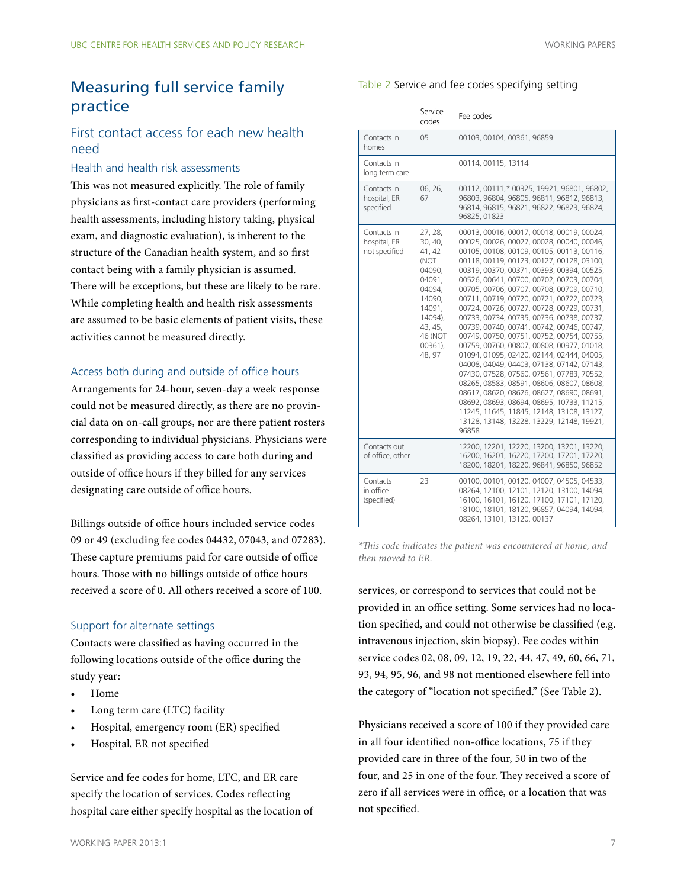# Measuring full service family practice

## First contact access for each new health need

### Health and health risk assessments

This was not measured explicitly. The role of family physicians as first-contact care providers (performing health assessments, including history taking, physical exam, and diagnostic evaluation), is inherent to the structure of the Canadian health system, and so first contact being with a family physician is assumed. There will be exceptions, but these are likely to be rare. While completing health and health risk assessments are assumed to be basic elements of patient visits, these activities cannot be measured directly.

### Access both during and outside of office hours

Arrangements for 24-hour, seven-day a week response could not be measured directly, as there are no provincial data on on-call groups, nor are there patient rosters corresponding to individual physicians. Physicians were classified as providing access to care both during and outside of office hours if they billed for any services designating care outside of office hours.

Billings outside of office hours included service codes 09 or 49 (excluding fee codes 04432, 07043, and 07283). These capture premiums paid for care outside of office hours. Those with no billings outside of office hours received a score of 0. All others received a score of 100.

### Support for alternate settings

Contacts were classified as having occurred in the following locations outside of the office during the study year:

- Home
- Long term care (LTC) facility
- Hospital, emergency room (ER) specified
- Hospital, ER not specified

Service and fee codes for home, LTC, and ER care specify the location of services. Codes reflecting hospital care either specify hospital as the location of services, or correspond to services that could not be provided in an office setting. Some services had no location specified, and could not otherwise be classified (e.g. intravenous injection, skin biopsy). Fee codes within service codes 02, 08, 09, 12, 19, 22, 44, 47, 49, 60, 66, 71, 93, 94, 95, 96, and 98 not mentioned elsewhere fell into the category of "location not specified." (See Table 2).

Table 2 Service and fee codes specifying setting

| | Service codes | Fee codes |
|---|---|---|
| Contacts in homes | 05 | 00103, 00104, 00361, 96859 |
| Contacts in long term care | | 00114, 00115, 13114 |
| Contacts in hospital, ER specified | 06, 26, 67 | 00112, 00111,* 00325, 19921, 96801, 96802, 96803, 96804, 96805, 96811, 96812, 96813, 96814, 96815, 96821, 96822, 96823, 96824, 96825, 01823 |
| Contacts in hospital, ER not specified | 27, 28, 30, 40, 41, 42 (NOT 04090, 04091, 04094, 14090, 14091, 14094), 43, 45, 46 (NOT 00361), 48, 97 | 00013, 00016, 00017, 00018, 00019, 00024, 00025, 00026, 00027, 00028, 00040, 00046, 00105, 00108, 00109, 00105, 00113, 00116, 00118, 00119, 00123, 00127, 00128, 03100, 00319, 00370, 00371, 00393, 00394, 00525, 00526, 00641, 00700, 00702, 00703, 00704, 00705, 00706, 00707, 00708, 00709, 00710, 00711, 00719, 00720, 00721, 00722, 00723, 00724, 00726, 00727, 00728, 00729, 00731, 00733, 00734, 00735, 00736, 00738, 00737, 00739, 00740, 00741, 00742, 00746, 00747, 00749, 00750, 00751, 00752, 00754, 00755, 00759, 00760, 00807, 00808, 00977, 01018, 01094, 01095, 02420, 02144, 02444, 04005, 04008, 04049, 04403, 07138, 07142, 07143, 07430, 07528, 07560, 07561, 07783, 70552, 08265, 08583, 08591, 08606, 08607, 08608, 08617, 08620, 08626, 08627, 08690, 08691, 08692, 08693, 08694, 08695, 10733, 11215, 11245, 11645, 11845, 12148, 13108, 13127, 13128, 13148, 13228, 13229, 12148, 19921, 96858 |
| Contacts out of office, other | | 12200, 12201, 12220, 13200, 13201, 13220, 16200, 16201, 16220, 17200, 17201, 17220, 18200, 18201, 18220, 96841, 96850, 96852 |
| Contacts in office (specified) | 23 | 00100, 00101, 00120, 04007, 04505, 04533, 08264, 12100, 12101, 12120, 13100, 14094, 16100, 16101, 16120, 17100, 17101, 17120, 18100, 18101, 18120, 96857, 04094, 14094, 08264, 13101, 13120, 00137 |

*\*This code indicates the patient was encountered at home, and then moved to ER.*

Physicians received a score of 100 if they provided care in all four identified non-office locations, 75 if they provided care in three of the four, 50 in two of the four, and 25 in one of the four. They received a score of zero if all services were in office, or a location that was not specified.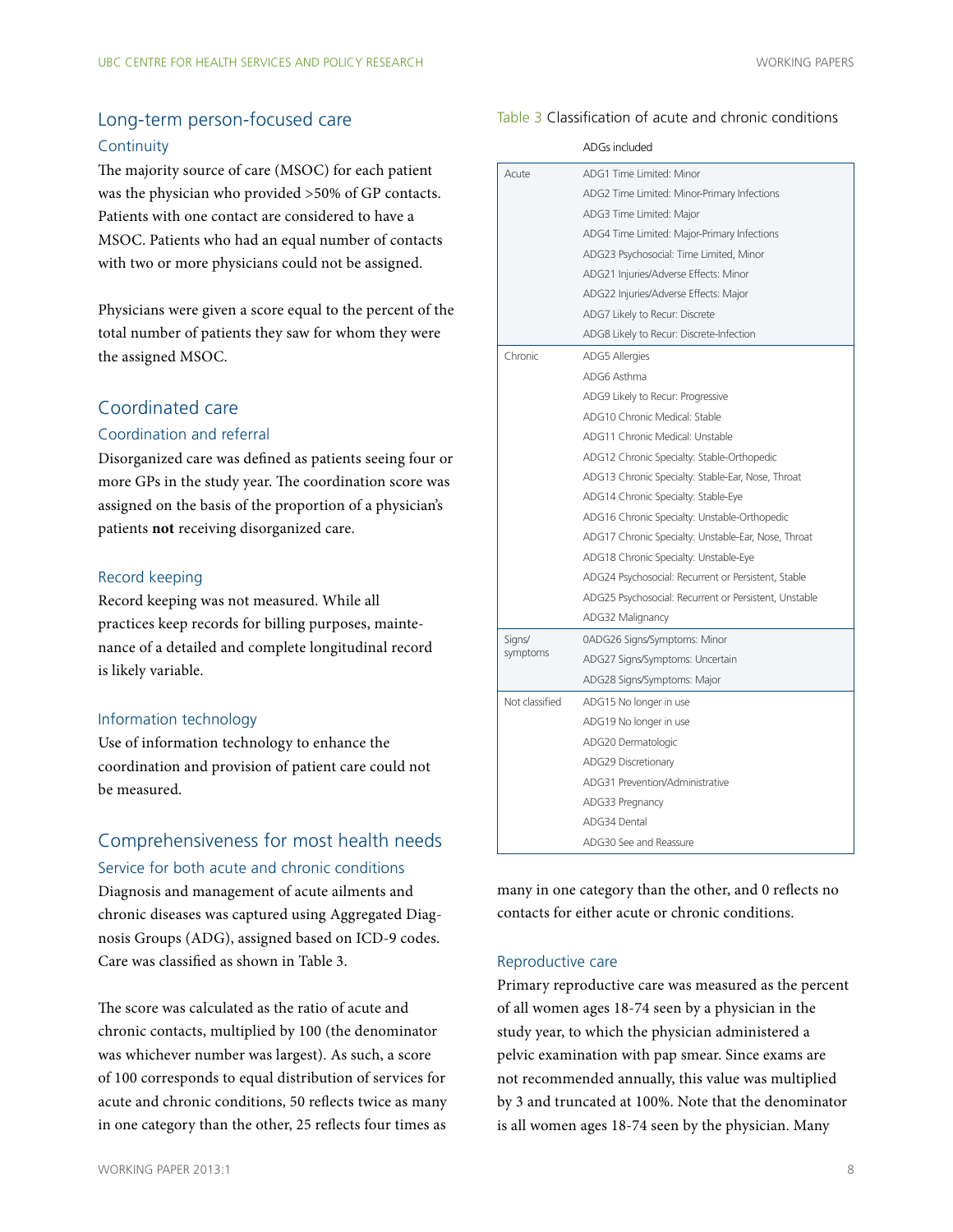## Long-term person-focused care

### Continuity

The majority source of care (MSOC) for each patient was the physician who provided >50% of GP contacts. Patients with one contact are considered to have a MSOC. Patients who had an equal number of contacts with two or more physicians could not be assigned.

Physicians were given a score equal to the percent of the total number of patients they saw for whom they were the assigned MSOC.

## Coordinated care

### Coordination and referral

Disorganized care was defined as patients seeing four or more GPs in the study year. The coordination score was assigned on the basis of the proportion of a physician's patients **not** receiving disorganized care.

### Record keeping

Record keeping was not measured. While all practices keep records for billing purposes, maintenance of a detailed and complete longitudinal record is likely variable.

### Information technology

Use of information technology to enhance the coordination and provision of patient care could not be measured.

## Comprehensiveness for most health needs

### Service for both acute and chronic conditions

Diagnosis and management of acute ailments and chronic diseases was captured using Aggregated Diagnosis Groups (ADG), assigned based on ICD-9 codes. Care was classified as shown in Table 3.

The score was calculated as the ratio of acute and chronic contacts, multiplied by 100 (the denominator was whichever number was largest). As such, a score of 100 corresponds to equal distribution of services for acute and chronic conditions, 50 reflects twice as many in one category than the other, 25 reflects four times as many in one category than the other, and 0 reflects no contacts for either acute or chronic conditions.

Table 3 Classification of acute and chronic conditions

| | ADGs included |
|---|---|
| Acute | ADG1 Time Limited: Minor |
| | ADG2 Time Limited: Minor-Primary Infections |
| | ADG3 Time Limited: Major |
| | ADG4 Time Limited: Major-Primary Infections |
| | ADG23 Psychosocial: Time Limited, Minor |
| | ADG21 Injuries/Adverse Effects: Minor |
| | ADG22 Injuries/Adverse Effects: Major |
| | ADG7 Likely to Recur: Discrete |
| | ADG8 Likely to Recur: Discrete-Infection |
| Chronic | ADG5 Allergies |
| | ADG6 Asthma |
| | ADG9 Likely to Recur: Progressive |
| | ADG10 Chronic Medical: Stable |
| | ADG11 Chronic Medical: Unstable |
| | ADG12 Chronic Specialty: Stable-Orthopedic |
| | ADG13 Chronic Specialty: Stable-Ear, Nose, Throat |
| | ADG14 Chronic Specialty: Stable-Eye |
| | ADG16 Chronic Specialty: Unstable-Orthopedic |
| | ADG17 Chronic Specialty: Unstable-Ear, Nose, Throat |
| | ADG18 Chronic Specialty: Unstable-Eye |
| | ADG24 Psychosocial: Recurrent or Persistent, Stable |
| | ADG25 Psychosocial: Recurrent or Persistent, Unstable |
| | ADG32 Malignancy |
| Signs/ symptoms | 0ADG26 Signs/Symptoms: Minor |
| | ADG27 Signs/Symptoms: Uncertain |
| | ADG28 Signs/Symptoms: Major |
| Not classified | ADG15 No longer in use |
| | ADG19 No longer in use |
| | ADG20 Dermatologic |
| | ADG29 Discretionary |
| | ADG31 Prevention/Administrative |
| | ADG33 Pregnancy |
| | ADG34 Dental |
| | ADG30 See and Reassure |

### Reproductive care

Primary reproductive care was measured as the percent of all women ages 18-74 seen by a physician in the study year, to which the physician administered a pelvic examination with pap smear. Since exams are not recommended annually, this value was multiplied by 3 and truncated at 100%. Note that the denominator is all women ages 18-74 seen by the physician. Many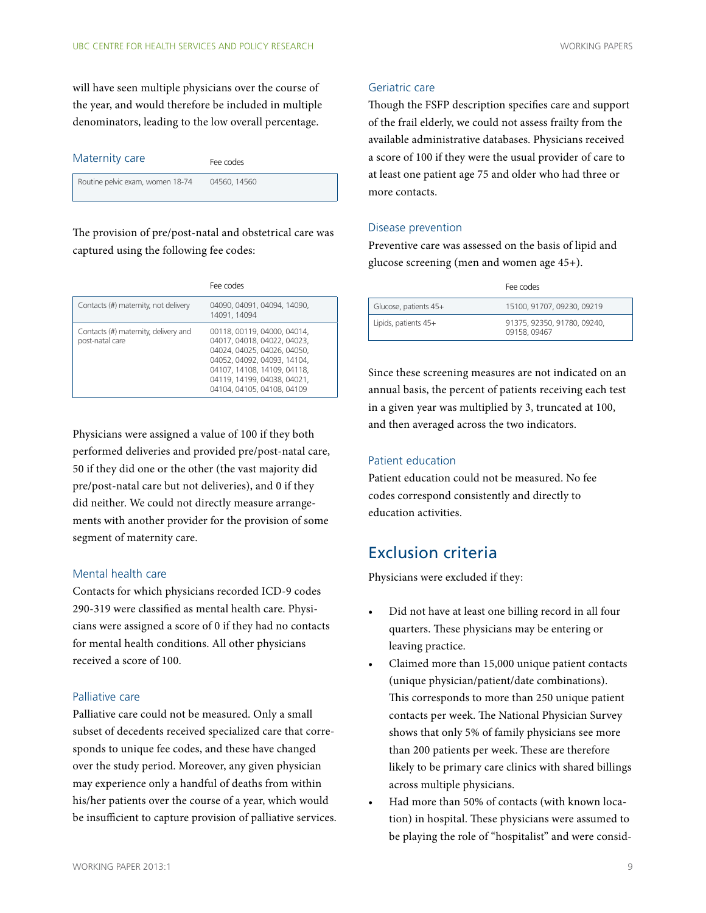will have seen multiple physicians over the course of the year, and would therefore be included in multiple denominators, leading to the low overall percentage.

### Maternity care

| | Fee codes |
|---|---|
| Routine pelvic exam, women 18-74 | 04560, 14560 |

The provision of pre/post-natal and obstetrical care was captured using the following fee codes:

| | Fee codes |
|---|---|
| Contacts (#) maternity, not delivery | 04090, 04091, 04094, 14090, 14091, 14094 |
| Contacts (#) maternity, delivery and post-natal care | 00118, 00119, 04000, 04014, 04017, 04018, 04022, 04023, 04024, 04025, 04026, 04050, 04052, 04092, 04093, 14104, 04107, 14108, 14109, 04118, 04119, 14199, 04038, 04021, 04104, 04105, 04108, 04109 |

Physicians were assigned a value of 100 if they both performed deliveries and provided pre/post-natal care, 50 if they did one or the other (the vast majority did pre/post-natal care but not deliveries), and 0 if they did neither. We could not directly measure arrangements with another provider for the provision of some segment of maternity care.

### Mental health care

Contacts for which physicians recorded ICD-9 codes 290-319 were classified as mental health care. Physicians were assigned a score of 0 if they had no contacts for mental health conditions. All other physicians received a score of 100.

### Palliative care

Palliative care could not be measured. Only a small subset of decedents received specialized care that corresponds to unique fee codes, and these have changed over the study period. Moreover, any given physician may experience only a handful of deaths from within his/her patients over the course of a year, which would be insufficient to capture provision of palliative services.

### Geriatric care

Though the FSFP description specifies care and support of the frail elderly, we could not assess frailty from the available administrative databases. Physicians received a score of 100 if they were the usual provider of care to at least one patient age 75 and older who had three or more contacts.

### Disease prevention

Preventive care was assessed on the basis of lipid and glucose screening (men and women age 45+).

| | Fee codes |
|---|---|
| Glucose, patients 45+ | 15100, 91707, 09230, 09219 |
| Lipids, patients 45+ | 91375, 92350, 91780, 09240, 09158, 09467 |

Since these screening measures are not indicated on an annual basis, the percent of patients receiving each test in a given year was multiplied by 3, truncated at 100, and then averaged across the two indicators.

### Patient education

Patient education could not be measured. No fee codes correspond consistently and directly to education activities.

## Exclusion criteria

Physicians were excluded if they:

- Did not have at least one billing record in all four quarters. These physicians may be entering or leaving practice.
- Claimed more than 15,000 unique patient contacts (unique physician/patient/date combinations). This corresponds to more than 250 unique patient contacts per week. The National Physician Survey shows that only 5% of family physicians see more than 200 patients per week. These are therefore likely to be primary care clinics with shared billings across multiple physicians.
- Had more than 50% of contacts (with known location) in hospital. These physicians were assumed to be playing the role of "hospitalist" and were consid-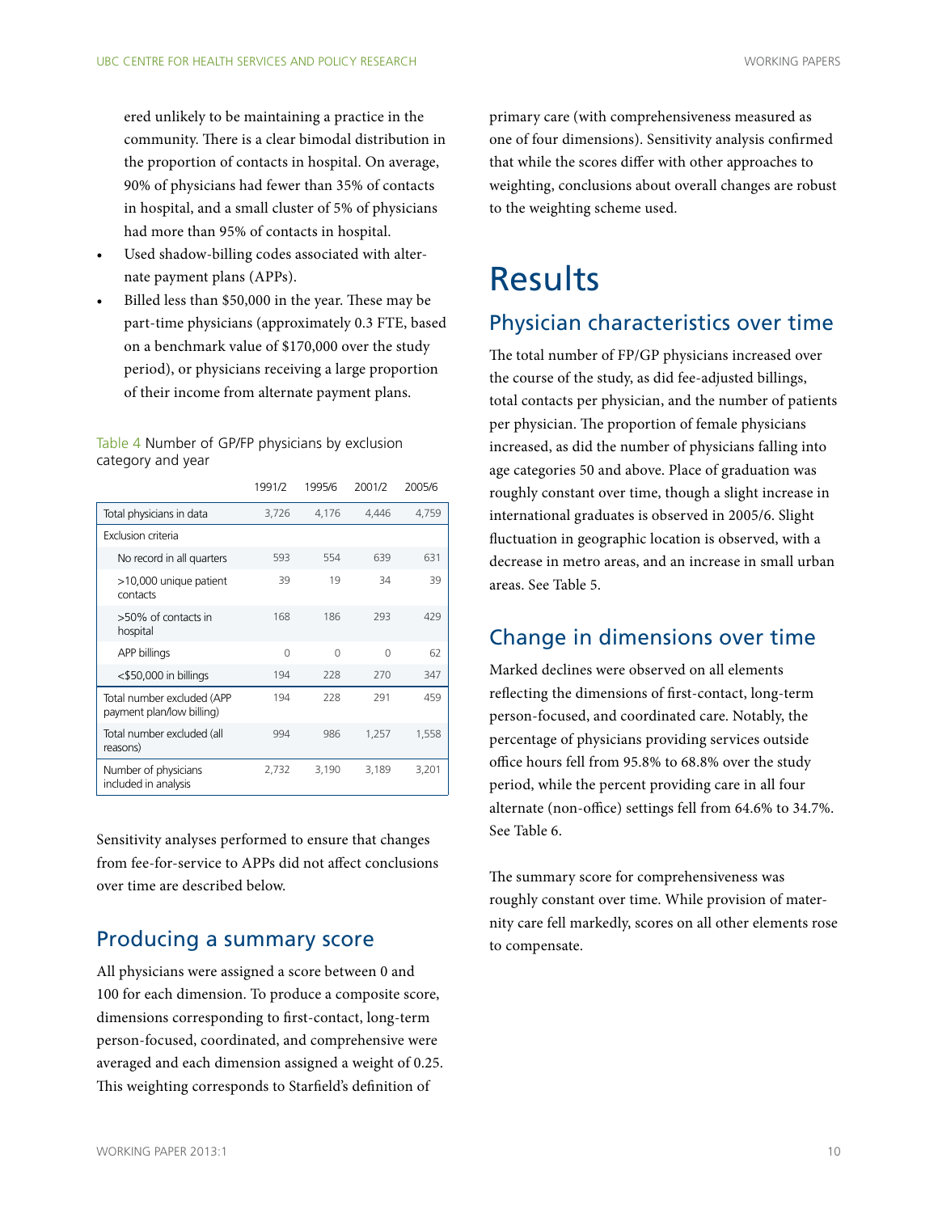ered unlikely to be maintaining a practice in the community. There is a clear bimodal distribution in the proportion of contacts in hospital. On average, 90% of physicians had fewer than 35% of contacts in hospital, and a small cluster of 5% of physicians had more than 95% of contacts in hospital.

- Used shadow-billing codes associated with alternate payment plans (APPs).
- Billed less than $50,000 in the year. These may be part-time physicians (approximately 0.3 FTE, based on a benchmark value of $170,000 over the study period), or physicians receiving a large proportion of their income from alternate payment plans.

Table 4 Number of GP/FP physicians by exclusion category and year

| | 1991/2 | 1995/6 | 2001/2 | 2005/6 |
|---|---|---|---|---|
| Total physicians in data | 3,726 | 4,176 | 4,446 | 4,759 |
| Exclusion criteria | | | | |
| No record in all quarters | 593 | 554 | 639 | 631 |
| >10,000 unique patient contacts | 39 | 19 | 34 | 39 |
| >50% of contacts in hospital | 168 | 186 | 293 | 429 |
| APP billings | 0 | 0 | 0 | 62 |
| <$50,000 in billings | 194 | 228 | 270 | 347 |
| Total number excluded (APP payment plan/low billing) | 194 | 228 | 291 | 459 |
| Total number excluded (all reasons) | 994 | 986 | 1,257 | 1,558 |
| Number of physicians included in analysis | 2,732 | 3,190 | 3,189 | 3,201 |

Sensitivity analyses performed to ensure that changes from fee-for-service to APPs did not affect conclusions over time are described below.

## Producing a summary score

All physicians were assigned a score between 0 and 100 for each dimension. To produce a composite score, dimensions corresponding to first-contact, long-term person-focused, coordinated, and comprehensive were averaged and each dimension assigned a weight of 0.25. This weighting corresponds to Starfield's definition of primary care (with comprehensiveness measured as one of four dimensions). Sensitivity analysis confirmed that while the scores differ with other approaches to weighting, conclusions about overall changes are robust to the weighting scheme used.

# Results

## Physician characteristics over time

The total number of FP/GP physicians increased over the course of the study, as did fee-adjusted billings, total contacts per physician, and the number of patients per physician. The proportion of female physicians increased, as did the number of physicians falling into age categories 50 and above. Place of graduation was roughly constant over time, though a slight increase in international graduates is observed in 2005/6. Slight fluctuation in geographic location is observed, with a decrease in metro areas, and an increase in small urban areas. See Table 5.

## Change in dimensions over time

Marked declines were observed on all elements reflecting the dimensions of first-contact, long-term person-focused, and coordinated care. Notably, the percentage of physicians providing services outside office hours fell from 95.8% to 68.8% over the study period, while the percent providing care in all four alternate (non-office) settings fell from 64.6% to 34.7%. See Table 6.

The summary score for comprehensiveness was roughly constant over time. While provision of maternity care fell markedly, scores on all other elements rose to compensate.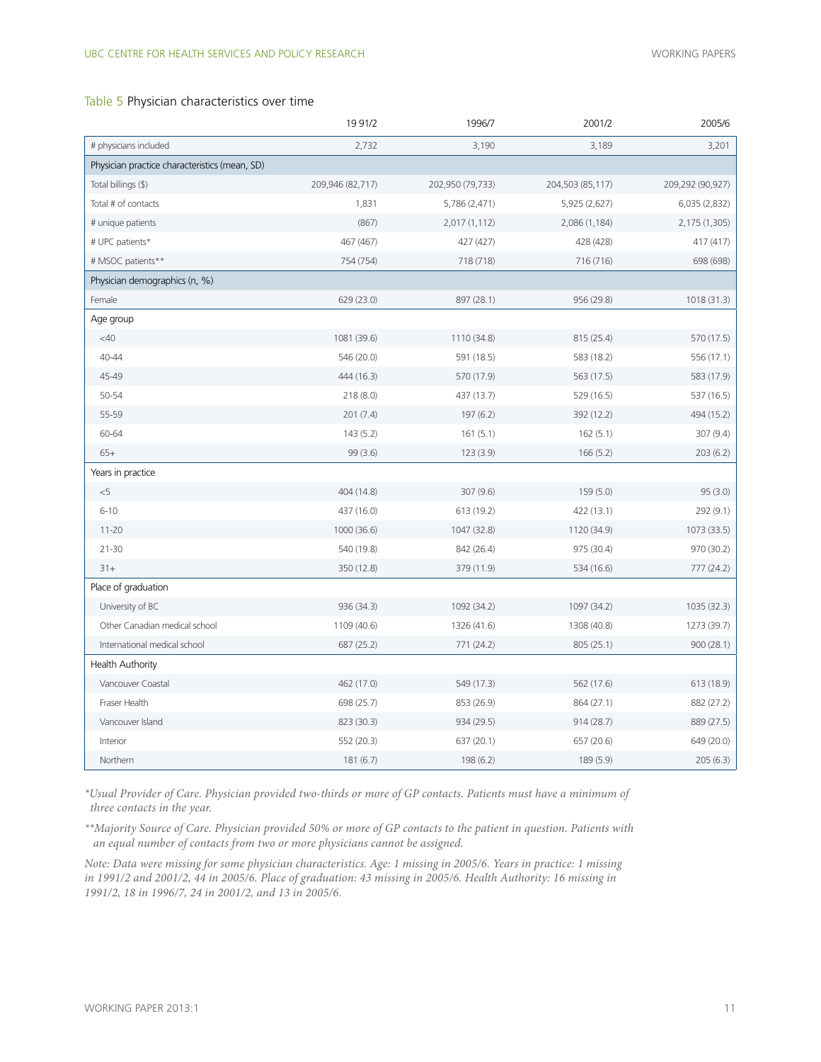Table 5 Physician characteristics over time

| | 19 91/2 | 1996/7 | 2001/2 | 2005/6 |
|---|---|---|---|---|
| # physicians included | 2,732 | 3,190 | 3,189 | 3,201 |
| Physician practice characteristics (mean, SD) | | | | |
| Total billings ($) | 209,946 (82,717) | 202,950 (79,733) | 204,503 (85,117) | 209,292 (90,927) |
| Total # of contacts | 1,831 | 5,786 (2,471) | 5,925 (2,627) | 6,035 (2,832) |
| # unique patients | (867) | 2,017 (1,112) | 2,086 (1,184) | 2,175 (1,305) |
| # UPC patients* | 467 (467) | 427 (427) | 428 (428) | 417 (417) |
| # MSOC patients** | 754 (754) | 718 (718) | 716 (716) | 698 (698) |
| Physician demographics (n, %) | | | | |
| Female | 629 (23.0) | 897 (28.1) | 956 (29.8) | 1018 (31.3) |
| Age group | | | | |
| <40 | 1081 (39.6) | 1110 (34.8) | 815 (25.4) | 570 (17.5) |
| 40-44 | 546 (20.0) | 591 (18.5) | 583 (18.2) | 556 (17.1) |
| 45-49 | 444 (16.3) | 570 (17.9) | 563 (17.5) | 583 (17.9) |
| 50-54 | 218 (8.0) | 437 (13.7) | 529 (16.5) | 537 (16.5) |
| 55-59 | 201 (7.4) | 197 (6.2) | 392 (12.2) | 494 (15.2) |
| 60-64 | 143 (5.2) | 161 (5.1) | 162 (5.1) | 307 (9.4) |
| 65+ | 99 (3.6) | 123 (3.9) | 166 (5.2) | 203 (6.2) |
| Years in practice | | | | |
| <5 | 404 (14.8) | 307 (9.6) | 159 (5.0) | 95 (3.0) |
| 6-10 | 437 (16.0) | 613 (19.2) | 422 (13.1) | 292 (9.1) |
| 11-20 | 1000 (36.6) | 1047 (32.8) | 1120 (34.9) | 1073 (33.5) |
| 21-30 | 540 (19.8) | 842 (26.4) | 975 (30.4) | 970 (30.2) |
| 31+ | 350 (12.8) | 379 (11.9) | 534 (16.6) | 777 (24.2) |
| Place of graduation | | | | |
| University of BC | 936 (34.3) | 1092 (34.2) | 1097 (34.2) | 1035 (32.3) |
| Other Canadian medical school | 1109 (40.6) | 1326 (41.6) | 1308 (40.8) | 1273 (39.7) |
| International medical school | 687 (25.2) | 771 (24.2) | 805 (25.1) | 900 (28.1) |
| Health Authority | | | | |
| Vancouver Coastal | 462 (17.0) | 549 (17.3) | 562 (17.6) | 613 (18.9) |
| Fraser Health | 698 (25.7) | 853 (26.9) | 864 (27.1) | 882 (27.2) |
| Vancouver Island | 823 (30.3) | 934 (29.5) | 914 (28.7) | 889 (27.5) |
| Interior | 552 (20.3) | 637 (20.1) | 657 (20.6) | 649 (20.0) |
| Northern | 181 (6.7) | 198 (6.2) | 189 (5.9) | 205 (6.3) |

*\*Usual Provider of Care. Physician provided two-thirds or more of GP contacts. Patients must have a minimum of three contacts in the year.*

*\*\*Majority Source of Care. Physician provided 50% or more of GP contacts to the patient in question. Patients with an equal number of contacts from two or more physicians cannot be assigned.*

*Note: Data were missing for some physician characteristics. Age: 1 missing in 2005/6. Years in practice: 1 missing in 1991/2 and 2001/2, 44 in 2005/6. Place of graduation: 43 missing in 2005/6. Health Authority: 16 missing in 1991/2, 18 in 1996/7, 24 in 2001/2, and 13 in 2005/6.*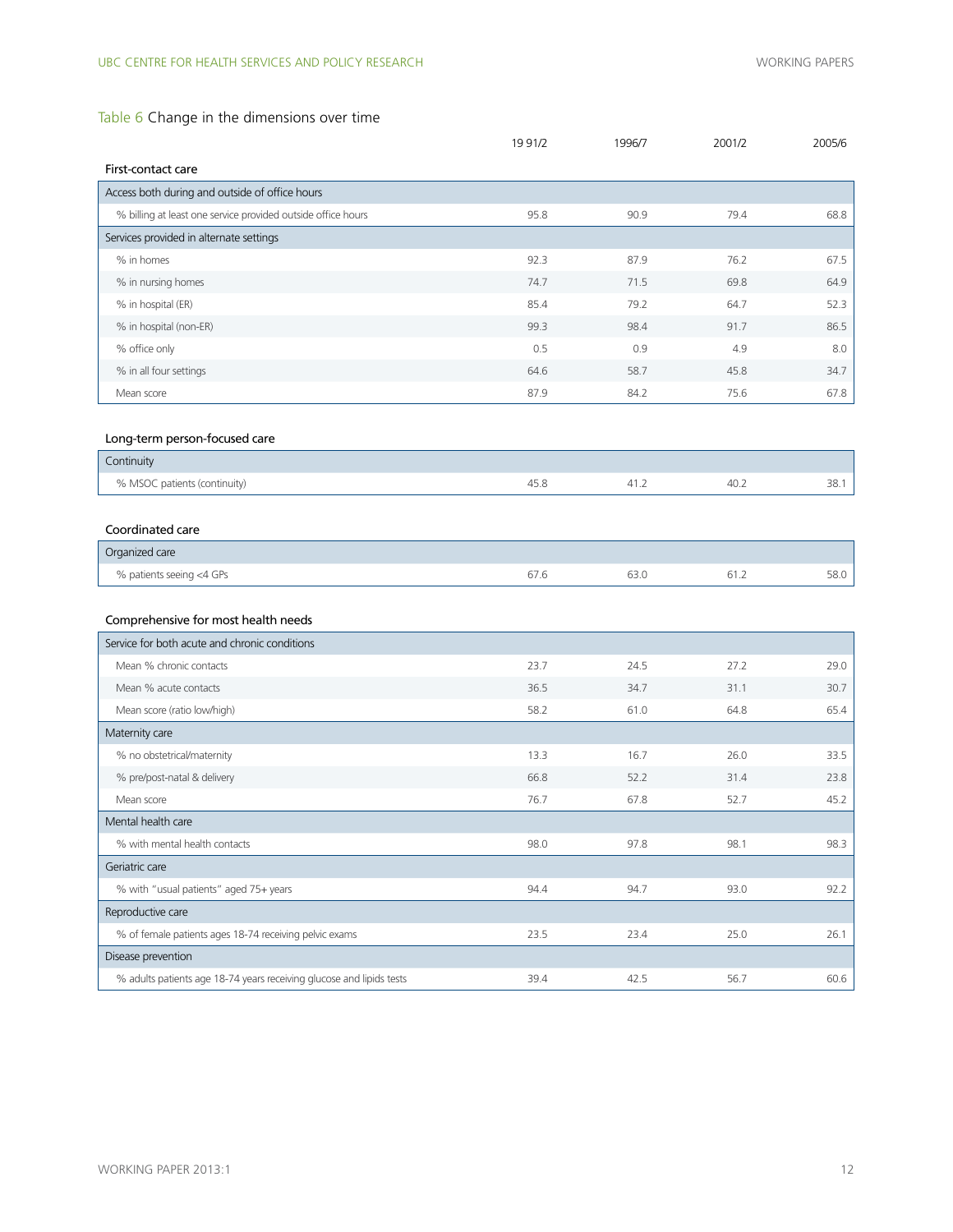Table 6 Change in the dimensions over time

| | 19 91/2 | 1996/7 | 2001/2 | 2005/6 |
|---|---|---|---|---|
| **First-contact care** | | | | |
| Access both during and outside of office hours | | | | |
| % billing at least one service provided outside office hours | 95.8 | 90.9 | 79.4 | 68.8 |
| Services provided in alternate settings | | | | |
| % in homes | 92.3 | 87.9 | 76.2 | 67.5 |
| % in nursing homes | 74.7 | 71.5 | 69.8 | 64.9 |
| % in hospital (ER) | 85.4 | 79.2 | 64.7 | 52.3 |
| % in hospital (non-ER) | 99.3 | 98.4 | 91.7 | 86.5 |
| % office only | 0.5 | 0.9 | 4.9 | 8.0 |
| % in all four settings | 64.6 | 58.7 | 45.8 | 34.7 |
| Mean score | 87.9 | 84.2 | 75.6 | 67.8 |
| **Long-term person-focused care** | | | | |
| Continuity | | | | |
| % MSOC patients (continuity) | 45.8 | 41.2 | 40.2 | 38.1 |
| **Coordinated care** | | | | |
| Organized care | | | | |
| % patients seeing <4 GPs | 67.6 | 63.0 | 61.2 | 58.0 |
| **Comprehensive for most health needs** | | | | |
| Service for both acute and chronic conditions | | | | |
| Mean % chronic contacts | 23.7 | 24.5 | 27.2 | 29.0 |
| Mean % acute contacts | 36.5 | 34.7 | 31.1 | 30.7 |
| Mean score (ratio low/high) | 58.2 | 61.0 | 64.8 | 65.4 |
| Maternity care | | | | |
| % no obstetrical/maternity | 13.3 | 16.7 | 26.0 | 33.5 |
| % pre/post-natal & delivery | 66.8 | 52.2 | 31.4 | 23.8 |
| Mean score | 76.7 | 67.8 | 52.7 | 45.2 |
| Mental health care | | | | |
| % with mental health contacts | 98.0 | 97.8 | 98.1 | 98.3 |
| Geriatric care | | | | |
| % with "usual patients" aged 75+ years | 94.4 | 94.7 | 93.0 | 92.2 |
| Reproductive care | | | | |
| % of female patients ages 18-74 receiving pelvic exams | 23.5 | 23.4 | 25.0 | 26.1 |
| Disease prevention | | | | |
| % adults patients age 18-74 years receiving glucose and lipids tests | 39.4 | 42.5 | 56.7 | 60.6 |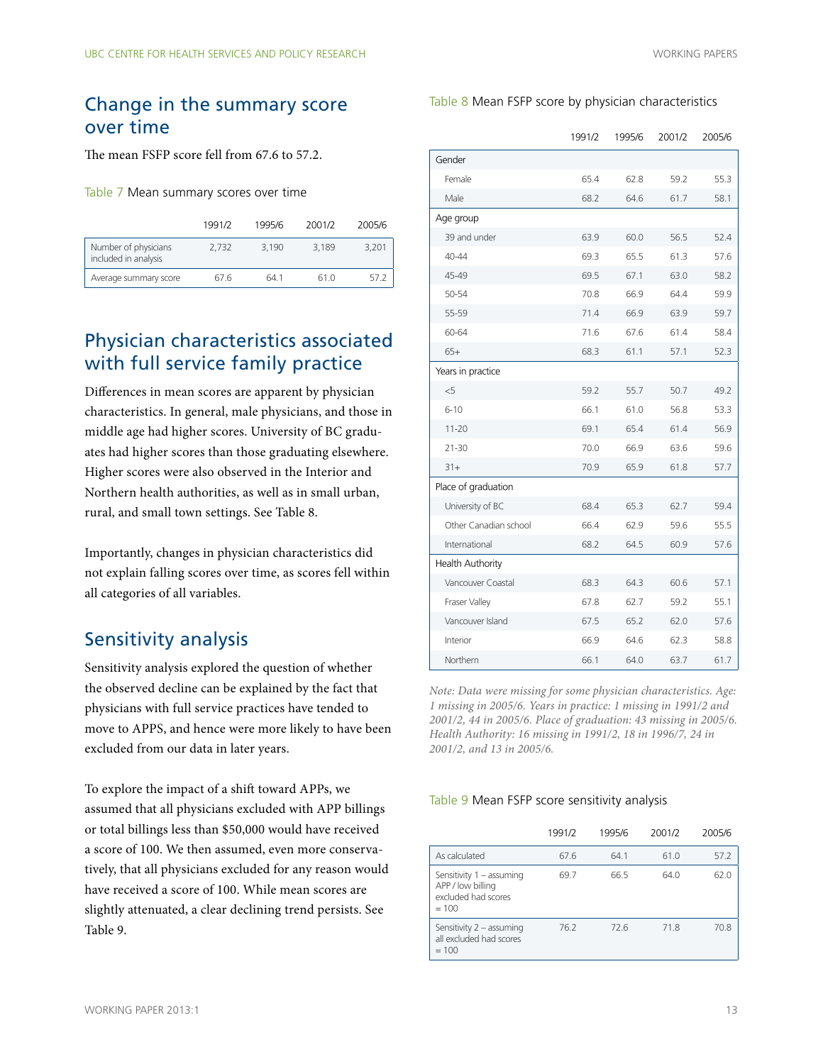## Change in the summary score over time

The mean FSFP score fell from 67.6 to 57.2.

Table 7 Mean summary scores over time

| | 1991/2 | 1995/6 | 2001/2 | 2005/6 |
|---|---|---|---|---|
| Number of physicians included in analysis | 2,732 | 3,190 | 3,189 | 3,201 |
| Average summary score | 67.6 | 64.1 | 61.0 | 57.2 |

## Physician characteristics associated with full service family practice

Differences in mean scores are apparent by physician characteristics. In general, male physicians, and those in middle age had higher scores. University of BC graduates had higher scores than those graduating elsewhere. Higher scores were also observed in the Interior and Northern health authorities, as well as in small urban, rural, and small town settings. See Table 8.

Importantly, changes in physician characteristics did not explain falling scores over time, as scores fell within all categories of all variables.

## Sensitivity analysis

Sensitivity analysis explored the question of whether the observed decline can be explained by the fact that physicians with full service practices have tended to move to APPS, and hence were more likely to have been excluded from our data in later years.

To explore the impact of a shift toward APPs, we assumed that all physicians excluded with APP billings or total billings less than $50,000 would have received a score of 100. We then assumed, even more conservatively, that all physicians excluded for any reason would have received a score of 100. While mean scores are slightly attenuated, a clear declining trend persists. See Table 9.

Table 8 Mean FSFP score by physician characteristics

| | 1991/2 | 1995/6 | 2001/2 | 2005/6 |
|---|---|---|---|---|
| **Gender** | | | | |
| Female | 65.4 | 62.8 | 59.2 | 55.3 |
| Male | 68.2 | 64.6 | 61.7 | 58.1 |
| **Age group** | | | | |
| 39 and under | 63.9 | 60.0 | 56.5 | 52.4 |
| 40-44 | 69.3 | 65.5 | 61.3 | 57.6 |
| 45-49 | 69.5 | 67.1 | 63.0 | 58.2 |
| 50-54 | 70.8 | 66.9 | 64.4 | 59.9 |
| 55-59 | 71.4 | 66.9 | 63.9 | 59.7 |
| 60-64 | 71.6 | 67.6 | 61.4 | 58.4 |
| 65+ | 68.3 | 61.1 | 57.1 | 52.3 |
| **Years in practice** | | | | |
| <5 | 59.2 | 55.7 | 50.7 | 49.2 |
| 6-10 | 66.1 | 61.0 | 56.8 | 53.3 |
| 11-20 | 69.1 | 65.4 | 61.4 | 56.9 |
| 21-30 | 70.0 | 66.9 | 63.6 | 59.6 |
| 31+ | 70.9 | 65.9 | 61.8 | 57.7 |
| **Place of graduation** | | | | |
| University of BC | 68.4 | 65.3 | 62.7 | 59.4 |
| Other Canadian school | 66.4 | 62.9 | 59.6 | 55.5 |
| International | 68.2 | 64.5 | 60.9 | 57.6 |
| **Health Authority** | | | | |
| Vancouver Coastal | 68.3 | 64.3 | 60.6 | 57.1 |
| Fraser Valley | 67.8 | 62.7 | 59.2 | 55.1 |
| Vancouver Island | 67.5 | 65.2 | 62.0 | 57.6 |
| Interior | 66.9 | 64.6 | 62.3 | 58.8 |
| Northern | 66.1 | 64.0 | 63.7 | 61.7 |

*Note: Data were missing for some physician characteristics. Age: 1 missing in 2005/6. Years in practice: 1 missing in 1991/2 and 2001/2, 44 in 2005/6. Place of graduation: 43 missing in 2005/6. Health Authority: 16 missing in 1991/2, 18 in 1996/7, 24 in 2001/2, and 13 in 2005/6.*

Table 9 Mean FSFP score sensitivity analysis

| | 1991/2 | 1995/6 | 2001/2 | 2005/6 |
|---|---|---|---|---|
| As calculated | 67.6 | 64.1 | 61.0 | 57.2 |
| Sensitivity 1 – assuming APP / low billing excluded had scores = 100 | 69.7 | 66.5 | 64.0 | 62.0 |
| Sensitivity 2 – assuming all excluded had scores = 100 | 76.2 | 72.6 | 71.8 | 70.8 |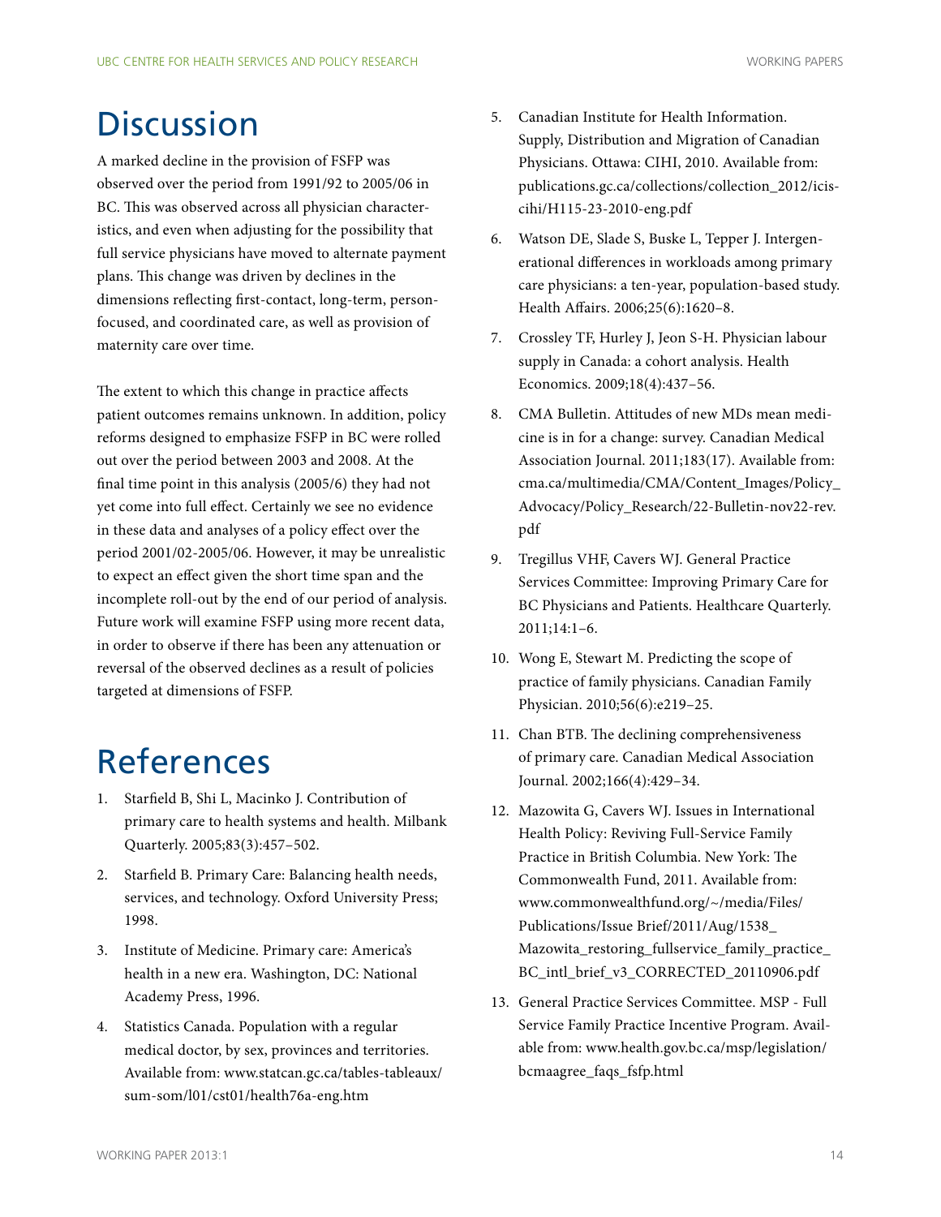# Discussion

A marked decline in the provision of FSFP was observed over the period from 1991/92 to 2005/06 in BC. This was observed across all physician characteristics, and even when adjusting for the possibility that full service physicians have moved to alternate payment plans. This change was driven by declines in the dimensions reflecting first-contact, long-term, person-focused, and coordinated care, as well as provision of maternity care over time.

The extent to which this change in practice affects patient outcomes remains unknown. In addition, policy reforms designed to emphasize FSFP in BC were rolled out over the period between 2003 and 2008. At the final time point in this analysis (2005/6) they had not yet come into full effect. Certainly we see no evidence in these data and analyses of a policy effect over the period 2001/02-2005/06. However, it may be unrealistic to expect an effect given the short time span and the incomplete roll-out by the end of our period of analysis. Future work will examine FSFP using more recent data, in order to observe if there has been any attenuation or reversal of the observed declines as a result of policies targeted at dimensions of FSFP.

# References

1. Starfield B, Shi L, Macinko J. Contribution of primary care to health systems and health. Milbank Quarterly. 2005;83(3):457–502.
2. Starfield B. Primary Care: Balancing health needs, services, and technology. Oxford University Press; 1998.
3. Institute of Medicine. Primary care: America's health in a new era. Washington, DC: National Academy Press, 1996.
4. Statistics Canada. Population with a regular medical doctor, by sex, provinces and territories. Available from: www.statcan.gc.ca/tables-tableaux/sum-som/l01/cst01/health76a-eng.htm
5. Canadian Institute for Health Information. Supply, Distribution and Migration of Canadian Physicians. Ottawa: CIHI, 2010. Available from: publications.gc.ca/collections/collection_2012/icis-cihi/H115-23-2010-eng.pdf
6. Watson DE, Slade S, Buske L, Tepper J. Intergenerational differences in workloads among primary care physicians: a ten-year, population-based study. Health Affairs. 2006;25(6):1620–8.
7. Crossley TF, Hurley J, Jeon S-H. Physician labour supply in Canada: a cohort analysis. Health Economics. 2009;18(4):437–56.
8. CMA Bulletin. Attitudes of new MDs mean medicine is in for a change: survey. Canadian Medical Association Journal. 2011;183(17). Available from: cma.ca/multimedia/CMA/Content_Images/Policy_Advocacy/Policy_Research/22-Bulletin-nov22-rev.pdf
9. Tregillus VHF, Cavers WJ. General Practice Services Committee: Improving Primary Care for BC Physicians and Patients. Healthcare Quarterly. 2011;14:1–6.
10. Wong E, Stewart M. Predicting the scope of practice of family physicians. Canadian Family Physician. 2010;56(6):e219–25.
11. Chan BTB. The declining comprehensiveness of primary care. Canadian Medical Association Journal. 2002;166(4):429–34.
12. Mazowita G, Cavers WJ. Issues in International Health Policy: Reviving Full-Service Family Practice in British Columbia. New York: The Commonwealth Fund, 2011. Available from: www.commonwealthfund.org/~/media/Files/Publications/Issue Brief/2011/Aug/1538_Mazowita_restoring_fullservice_family_practice_BC_intl_brief_v3_CORRECTED_20110906.pdf
13. General Practice Services Committee. MSP - Full Service Family Practice Incentive Program. Available from: www.health.gov.bc.ca/msp/legislation/bcmaagree_faqs_fsfp.html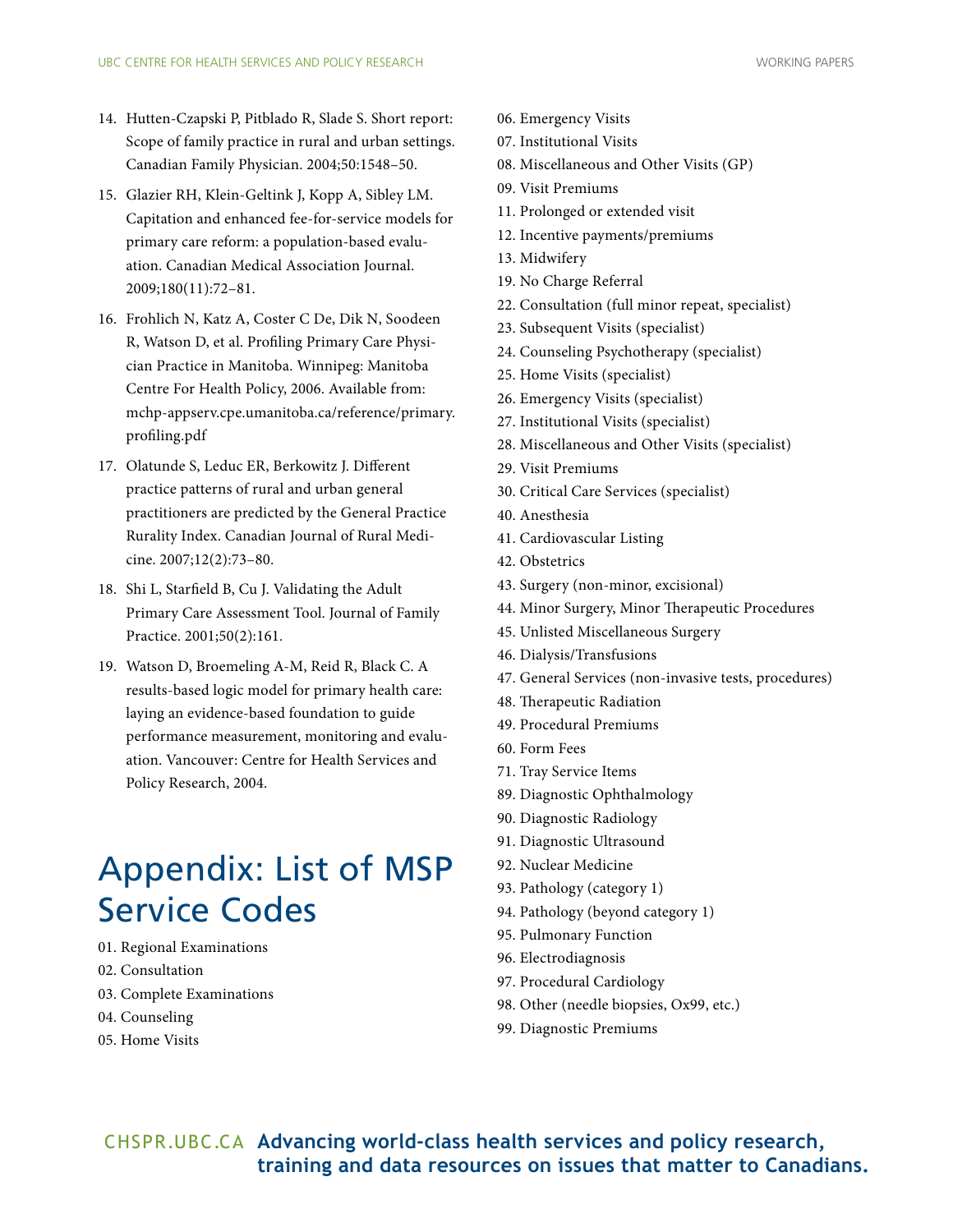14. Hutten-Czapski P, Pitblado R, Slade S. Short report: Scope of family practice in rural and urban settings. Canadian Family Physician. 2004;50:1548–50.

15. Glazier RH, Klein-Geltink J, Kopp A, Sibley LM. Capitation and enhanced fee-for-service models for primary care reform: a population-based evaluation. Canadian Medical Association Journal. 2009;180(11):72–81.

16. Frohlich N, Katz A, Coster C De, Dik N, Soodeen R, Watson D, et al. Profiling Primary Care Physician Practice in Manitoba. Winnipeg: Manitoba Centre For Health Policy, 2006. Available from: mchp-appserv.cpe.umanitoba.ca/reference/primary.profiling.pdf

17. Olatunde S, Leduc ER, Berkowitz J. Different practice patterns of rural and urban general practitioners are predicted by the General Practice Rurality Index. Canadian Journal of Rural Medicine. 2007;12(2):73–80.

18. Shi L, Starfield B, Cu J. Validating the Adult Primary Care Assessment Tool. Journal of Family Practice. 2001;50(2):161.

19. Watson D, Broemeling A-M, Reid R, Black C. A results-based logic model for primary health care: laying an evidence-based foundation to guide performance measurement, monitoring and evaluation. Vancouver: Centre for Health Services and Policy Research, 2004.

# Appendix: List of MSP Service Codes

01. Regional Examinations
02. Consultation
03. Complete Examinations
04. Counseling
05. Home Visits
06. Emergency Visits
07. Institutional Visits
08. Miscellaneous and Other Visits (GP)
09. Visit Premiums
11. Prolonged or extended visit
12. Incentive payments/premiums
13. Midwifery
19. No Charge Referral
22. Consultation (full minor repeat, specialist)
23. Subsequent Visits (specialist)
24. Counseling Psychotherapy (specialist)
25. Home Visits (specialist)
26. Emergency Visits (specialist)
27. Institutional Visits (specialist)
28. Miscellaneous and Other Visits (specialist)
29. Visit Premiums
30. Critical Care Services (specialist)
40. Anesthesia
41. Cardiovascular Listing
42. Obstetrics
43. Surgery (non-minor, excisional)
44. Minor Surgery, Minor Therapeutic Procedures
45. Unlisted Miscellaneous Surgery
46. Dialysis/Transfusions
47. General Services (non-invasive tests, procedures)
48. Therapeutic Radiation
49. Procedural Premiums
60. Form Fees
71. Tray Service Items
89. Diagnostic Ophthalmology
90. Diagnostic Radiology
91. Diagnostic Ultrasound
92. Nuclear Medicine
93. Pathology (category 1)
94. Pathology (beyond category 1)
95. Pulmonary Function
96. Electrodiagnosis
97. Procedural Cardiology
98. Other (needle biopsies, Ox99, etc.)
99. Diagnostic Premiums

CHSPR.UBC.CA **Advancing world-class health services and policy research, training and data resources on issues that matter to Canadians.**